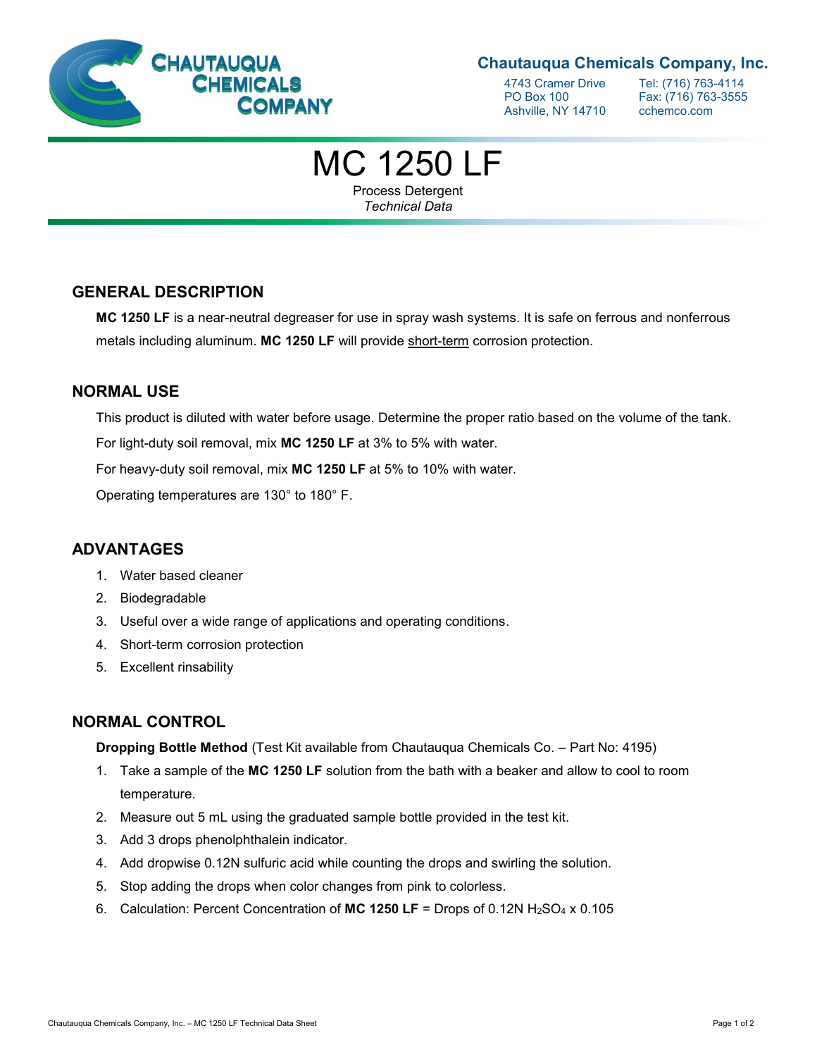**Chautauqua Chemicals Company, Inc.**

4743 Cramer Drive
PO Box 100
Ashville, NY 14710

Tel: (716) 763-4114
Fax: (716) 763-3555
cchemco.com

# MC 1250 LF

Process Detergent
*Technical Data*

## GENERAL DESCRIPTION

**MC 1250 LF** is a near-neutral degreaser for use in spray wash systems. It is safe on ferrous and nonferrous metals including aluminum. **MC 1250 LF** will provide <u>short-term</u> corrosion protection.

## NORMAL USE

This product is diluted with water before usage. Determine the proper ratio based on the volume of the tank.

For light-duty soil removal, mix **MC 1250 LF** at 3% to 5% with water.

For heavy-duty soil removal, mix **MC 1250 LF** at 5% to 10% with water.

Operating temperatures are 130° to 180° F.

## ADVANTAGES

1. Water based cleaner
2. Biodegradable
3. Useful over a wide range of applications and operating conditions.
4. Short-term corrosion protection
5. Excellent rinsability

## NORMAL CONTROL

**Dropping Bottle Method** (Test Kit available from Chautauqua Chemicals Co. – Part No: 4195)

1. Take a sample of the **MC 1250 LF** solution from the bath with a beaker and allow to cool to room temperature.
2. Measure out 5 mL using the graduated sample bottle provided in the test kit.
3. Add 3 drops phenolphthalein indicator.
4. Add dropwise 0.12N sulfuric acid while counting the drops and swirling the solution.
5. Stop adding the drops when color changes from pink to colorless.
6. Calculation: Percent Concentration of **MC 1250 LF** = Drops of 0.12N $H_2SO_4$ x 0.105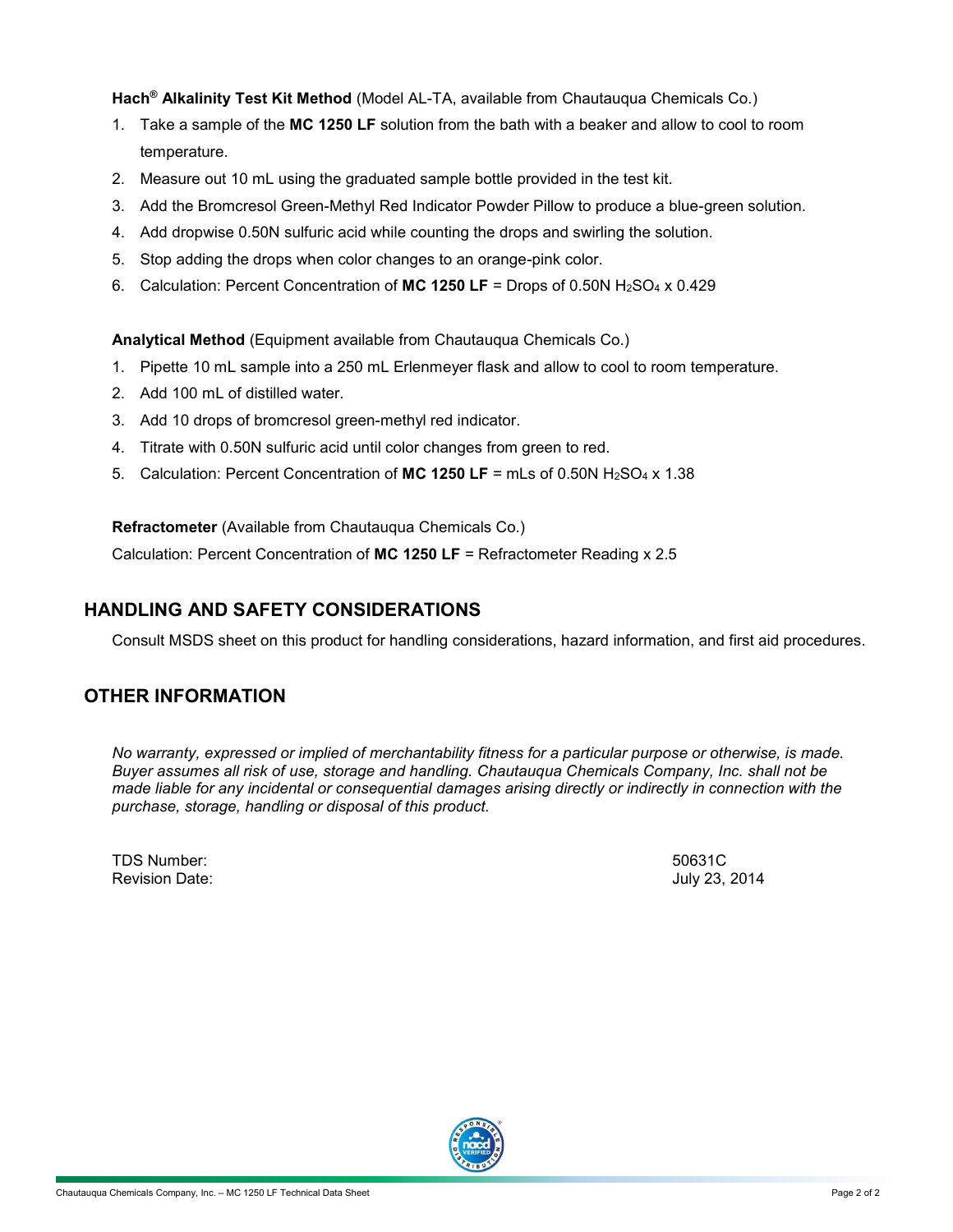**Hach® Alkalinity Test Kit Method** (Model AL-TA, available from Chautauqua Chemicals Co.)

1. Take a sample of the **MC 1250 LF** solution from the bath with a beaker and allow to cool to room temperature.
2. Measure out 10 mL using the graduated sample bottle provided in the test kit.
3. Add the Bromcresol Green-Methyl Red Indicator Powder Pillow to produce a blue-green solution.
4. Add dropwise 0.50N sulfuric acid while counting the drops and swirling the solution.
5. Stop adding the drops when color changes to an orange-pink color.
6. Calculation: Percent Concentration of **MC 1250 LF** = Drops of 0.50N $H_2SO_4$ x 0.429

**Analytical Method** (Equipment available from Chautauqua Chemicals Co.)

1. Pipette 10 mL sample into a 250 mL Erlenmeyer flask and allow to cool to room temperature.
2. Add 100 mL of distilled water.
3. Add 10 drops of bromcresol green-methyl red indicator.
4. Titrate with 0.50N sulfuric acid until color changes from green to red.
5. Calculation: Percent Concentration of **MC 1250 LF** = mLs of 0.50N $H_2SO_4$ x 1.38

**Refractometer** (Available from Chautauqua Chemicals Co.)

Calculation: Percent Concentration of **MC 1250 LF** = Refractometer Reading x 2.5

## HANDLING AND SAFETY CONSIDERATIONS

Consult MSDS sheet on this product for handling considerations, hazard information, and first aid procedures.

## OTHER INFORMATION

*No warranty, expressed or implied of merchantability fitness for a particular purpose or otherwise, is made. Buyer assumes all risk of use, storage and handling. Chautauqua Chemicals Company, Inc. shall not be made liable for any incidental or consequential damages arising directly or indirectly in connection with the purchase, storage, handling or disposal of this product.*

TDS Number: 50631C
Revision Date: July 23, 2014